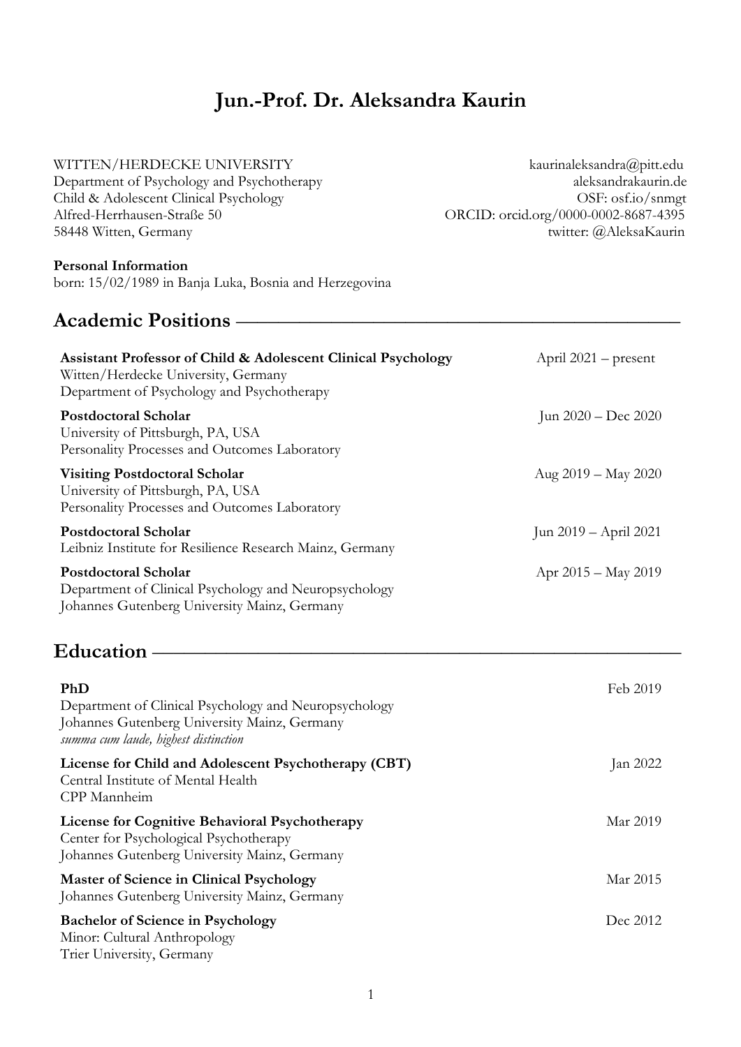# Jun.-Prof. Dr. Aleksandra Kaurin

WITTEN/HERDECKE UNIVERSITY
Department of Psychology and Psychotherapy
Child & Adolescent Clinical Psychology
Alfred-Herrhausen-Straße 50
58448 Witten, Germany

kaurinaleksandra@pitt.edu
aleksandrakaurin.de
OSF: osf.io/snmgt
ORCID: orcid.org/0000-0002-8687-4395
twitter: @AleksaKaurin

**Personal Information**
born: 15/02/1989 in Banja Luka, Bosnia and Herzegovina

## Academic Positions

**Assistant Professor of Child & Adolescent Clinical Psychology** — April 2021 – present
Witten/Herdecke University, Germany
Department of Psychology and Psychotherapy

**Postdoctoral Scholar** — Jun 2020 – Dec 2020
University of Pittsburgh, PA, USA
Personality Processes and Outcomes Laboratory

**Visiting Postdoctoral Scholar** — Aug 2019 – May 2020
University of Pittsburgh, PA, USA
Personality Processes and Outcomes Laboratory

**Postdoctoral Scholar** — Jun 2019 – April 2021
Leibniz Institute for Resilience Research Mainz, Germany

**Postdoctoral Scholar** — Apr 2015 – May 2019
Department of Clinical Psychology and Neuropsychology
Johannes Gutenberg University Mainz, Germany

## Education

**PhD** — Feb 2019
Department of Clinical Psychology and Neuropsychology
Johannes Gutenberg University Mainz, Germany
*summa cum laude, highest distinction*

**License for Child and Adolescent Psychotherapy (CBT)** — Jan 2022
Central Institute of Mental Health
CPP Mannheim

**License for Cognitive Behavioral Psychotherapy** — Mar 2019
Center for Psychological Psychotherapy
Johannes Gutenberg University Mainz, Germany

**Master of Science in Clinical Psychology** — Mar 2015
Johannes Gutenberg University Mainz, Germany

**Bachelor of Science in Psychology** — Dec 2012
Minor: Cultural Anthropology
Trier University, Germany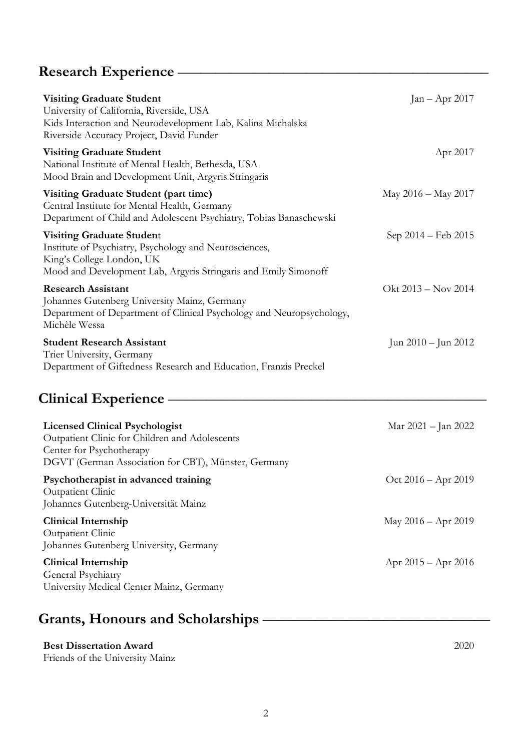## Research Experience

**Visiting Graduate Student** — Jan – Apr 2017
University of California, Riverside, USA
Kids Interaction and Neurodevelopment Lab, Kalina Michalska
Riverside Accuracy Project, David Funder

**Visiting Graduate Student** — Apr 2017
National Institute of Mental Health, Bethesda, USA
Mood Brain and Development Unit, Argyris Stringaris

**Visiting Graduate Student (part time)** — May 2016 – May 2017
Central Institute for Mental Health, Germany
Department of Child and Adolescent Psychiatry, Tobias Banaschewski

**Visiting Graduate Studen**t — Sep 2014 – Feb 2015
Institute of Psychiatry, Psychology and Neurosciences,
King's College London, UK
Mood and Development Lab, Argyris Stringaris and Emily Simonoff

**Research Assistant** — Okt 2013 – Nov 2014
Johannes Gutenberg University Mainz, Germany
Department of Department of Clinical Psychology and Neuropsychology, Michèle Wessa

**Student Research Assistant** — Jun 2010 – Jun 2012
Trier University, Germany
Department of Giftedness Research and Education, Franzis Preckel

## Clinical Experience

**Licensed Clinical Psychologist** — Mar 2021 – Jan 2022
Outpatient Clinic for Children and Adolescents
Center for Psychotherapy
DGVT (German Association for CBT), Münster, Germany

**Psychotherapist in advanced training** — Oct 2016 – Apr 2019
Outpatient Clinic
Johannes Gutenberg-Universität Mainz

**Clinical Internship** — May 2016 – Apr 2019
Outpatient Clinic
Johannes Gutenberg University, Germany

**Clinical Internship** — Apr 2015 – Apr 2016
General Psychiatry
University Medical Center Mainz, Germany

## Grants, Honours and Scholarships

**Best Dissertation Award** — 2020
Friends of the University Mainz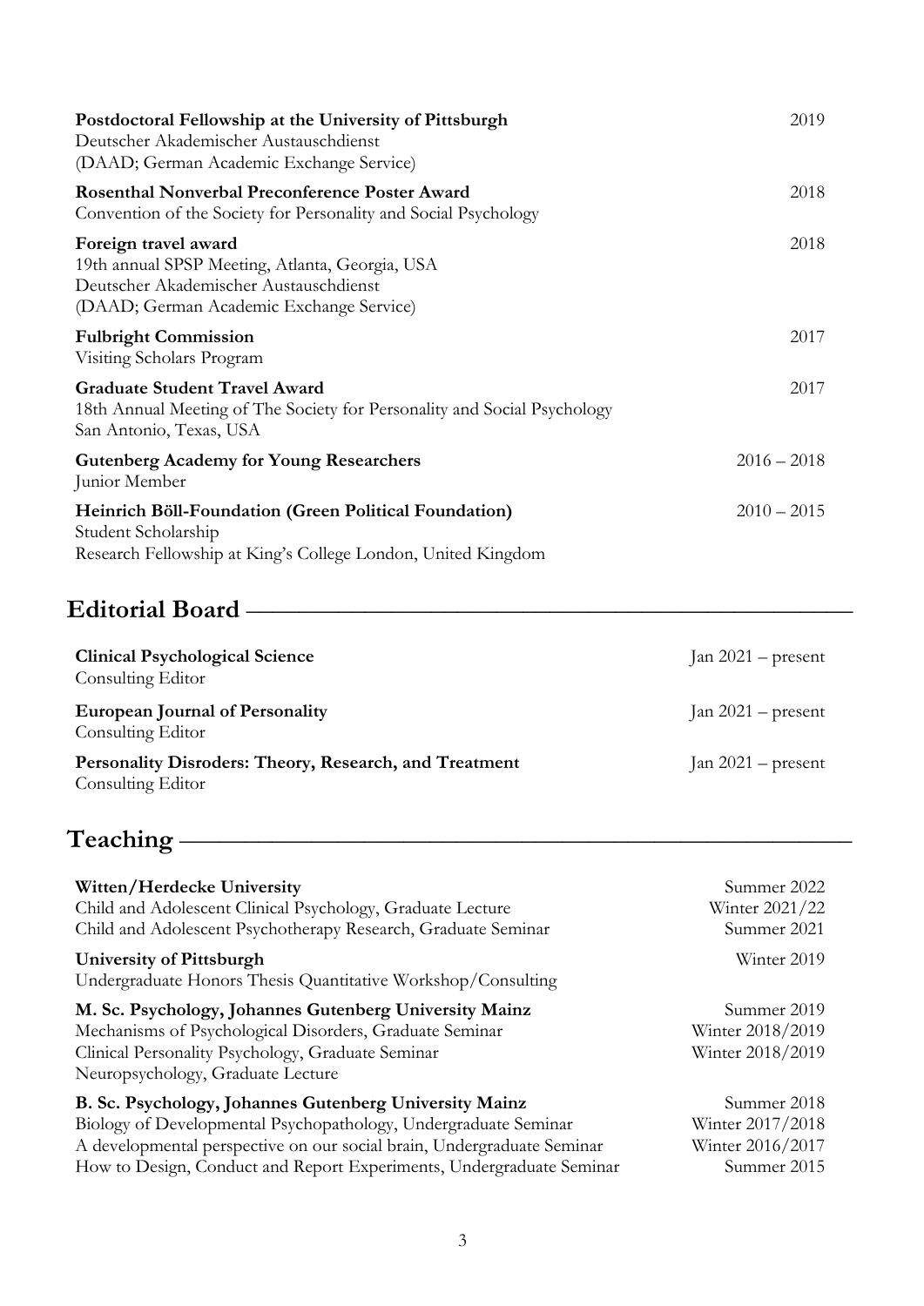**Postdoctoral Fellowship at the University of Pittsburgh** — 2019
Deutscher Akademischer Austauschdienst
(DAAD; German Academic Exchange Service)

**Rosenthal Nonverbal Preconference Poster Award** — 2018
Convention of the Society for Personality and Social Psychology

**Foreign travel award** — 2018
19th annual SPSP Meeting, Atlanta, Georgia, USA
Deutscher Akademischer Austauschdienst
(DAAD; German Academic Exchange Service)

**Fulbright Commission** — 2017
Visiting Scholars Program

**Graduate Student Travel Award** — 2017
18th Annual Meeting of The Society for Personality and Social Psychology
San Antonio, Texas, USA

**Gutenberg Academy for Young Researchers** — 2016 – 2018
Junior Member

**Heinrich Böll-Foundation (Green Political Foundation)** — 2010 – 2015
Student Scholarship
Research Fellowship at King's College London, United Kingdom

## Editorial Board

**Clinical Psychological Science** — Jan 2021 – present
Consulting Editor

**European Journal of Personality** — Jan 2021 – present
Consulting Editor

**Personality Disroders: Theory, Research, and Treatment** — Jan 2021 – present
Consulting Editor

## Teaching

**Witten/Herdecke University** — Summer 2022
Child and Adolescent Clinical Psychology, Graduate Lecture — Winter 2021/22
Child and Adolescent Psychotherapy Research, Graduate Seminar — Summer 2021

**University of Pittsburgh** — Winter 2019
Undergraduate Honors Thesis Quantitative Workshop/Consulting

**M. Sc. Psychology, Johannes Gutenberg University Mainz** — Summer 2019
Mechanisms of Psychological Disorders, Graduate Seminar — Winter 2018/2019
Clinical Personality Psychology, Graduate Seminar — Winter 2018/2019
Neuropsychology, Graduate Lecture

**B. Sc. Psychology, Johannes Gutenberg University Mainz** — Summer 2018
Biology of Developmental Psychopathology, Undergraduate Seminar — Winter 2017/2018
A developmental perspective on our social brain, Undergraduate Seminar — Winter 2016/2017
How to Design, Conduct and Report Experiments, Undergraduate Seminar — Summer 2015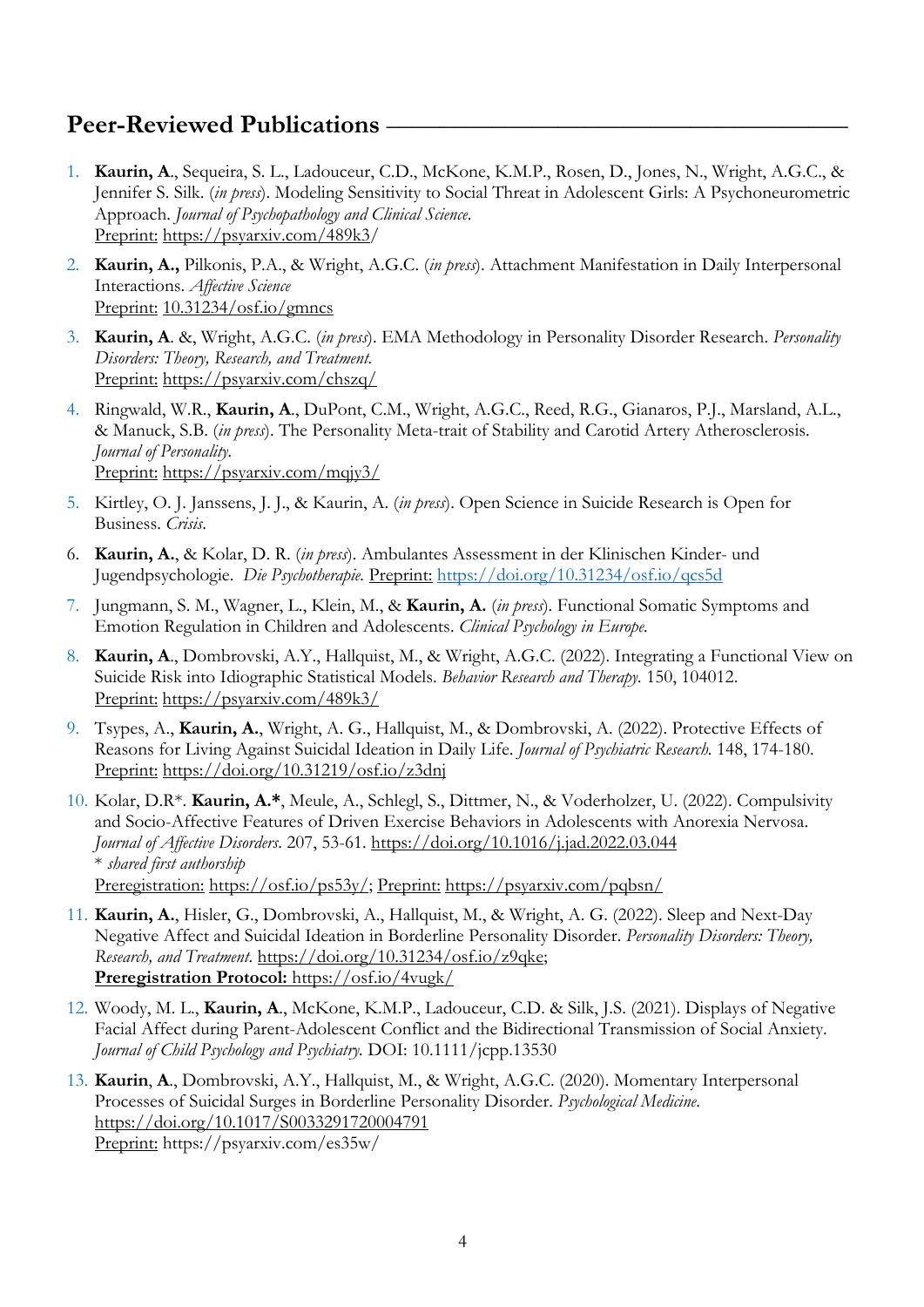## Peer-Reviewed Publications

1. **Kaurin, A**., Sequeira, S. L., Ladouceur, C.D., McKone, K.M.P., Rosen, D., Jones, N., Wright, A.G.C., & Jennifer S. Silk. (*in press*). Modeling Sensitivity to Social Threat in Adolescent Girls: A Psychoneurometric Approach. *Journal of Psychopathology and Clinical Science.*
   Preprint: https://psyarxiv.com/489k3/
2. **Kaurin, A.,** Pilkonis, P.A., & Wright, A.G.C. (*in press*). Attachment Manifestation in Daily Interpersonal Interactions. *Affective Science*
   Preprint: 10.31234/osf.io/gmncs
3. **Kaurin, A**. &, Wright, A.G.C. (*in press*). EMA Methodology in Personality Disorder Research. *Personality Disorders: Theory, Research, and Treatment.*
   Preprint: https://psyarxiv.com/chszq/
4. Ringwald, W.R., **Kaurin, A**., DuPont, C.M., Wright, A.G.C., Reed, R.G., Gianaros, P.J., Marsland, A.L., & Manuck, S.B. (*in press*). The Personality Meta-trait of Stability and Carotid Artery Atherosclerosis. *Journal of Personality.*
   Preprint: https://psyarxiv.com/mqjy3/
5. Kirtley, O. J. Janssens, J. J., & Kaurin, A. (*in press*). Open Science in Suicide Research is Open for Business. *Crisis.*
6. **Kaurin, A.**, & Kolar, D. R. (*in press*). Ambulantes Assessment in der Klinischen Kinder- und Jugendpsychologie. *Die Psychotherapie.* Preprint: https://doi.org/10.31234/osf.io/qcs5d
7. Jungmann, S. M., Wagner, L., Klein, M., & **Kaurin, A.** (*in press*). Functional Somatic Symptoms and Emotion Regulation in Children and Adolescents. *Clinical Psychology in Europe.*
8. **Kaurin, A**., Dombrovski, A.Y., Hallquist, M., & Wright, A.G.C. (2022). Integrating a Functional View on Suicide Risk into Idiographic Statistical Models. *Behavior Research and Therapy.* 150, 104012.
   Preprint: https://psyarxiv.com/489k3/
9. Tsypes, A., **Kaurin, A.**, Wright, A. G., Hallquist, M., & Dombrovski, A. (2022). Protective Effects of Reasons for Living Against Suicidal Ideation in Daily Life. *Journal of Psychiatric Research.* 148, 174-180.
   Preprint: https://doi.org/10.31219/osf.io/z3dnj
10. Kolar, D.R*. **Kaurin, A.***, Meule, A., Schlegl, S., Dittmer, N., & Voderholzer, U. (2022). Compulsivity and Socio-Affective Features of Driven Exercise Behaviors in Adolescents with Anorexia Nervosa. *Journal of Affective Disorders.* 207, 53-61. https://doi.org/10.1016/j.jad.2022.03.044
    * *shared first authorship*
    Preregistration: https://osf.io/ps53y/; Preprint: https://psyarxiv.com/pqbsn/
11. **Kaurin, A.**, Hisler, G., Dombrovski, A., Hallquist, M., & Wright, A. G. (2022). Sleep and Next-Day Negative Affect and Suicidal Ideation in Borderline Personality Disorder. *Personality Disorders: Theory, Research, and Treatment.* https://doi.org/10.31234/osf.io/z9qke;
    **Preregistration Protocol:** https://osf.io/4vugk/
12. Woody, M. L., **Kaurin, A**., McKone, K.M.P., Ladouceur, C.D. & Silk, J.S. (2021). Displays of Negative Facial Affect during Parent-Adolescent Conflict and the Bidirectional Transmission of Social Anxiety. *Journal of Child Psychology and Psychiatry.* DOI: 10.1111/jcpp.13530
13. **Kaurin**, **A**., Dombrovski, A.Y., Hallquist, M., & Wright, A.G.C. (2020). Momentary Interpersonal Processes of Suicidal Surges in Borderline Personality Disorder. *Psychological Medicine.* https://doi.org/10.1017/S0033291720004791
    Preprint: https://psyarxiv.com/es35w/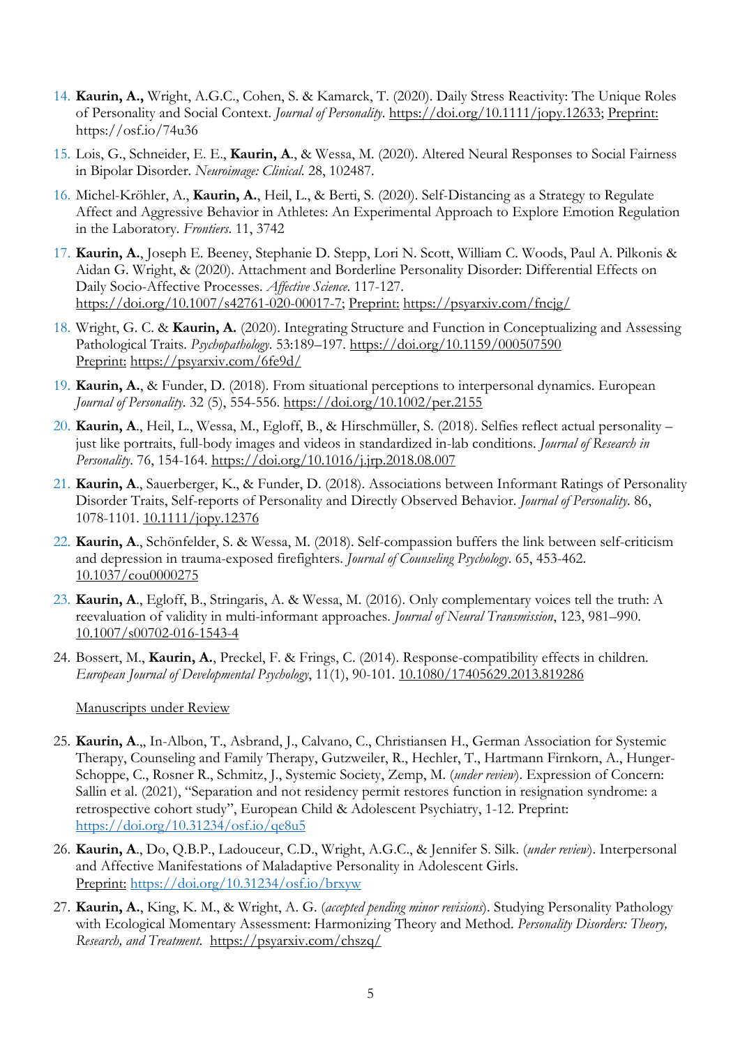14. **Kaurin, A.,** Wright, A.G.C., Cohen, S. & Kamarck, T. (2020). Daily Stress Reactivity: The Unique Roles of Personality and Social Context. *Journal of Personality*. https://doi.org/10.1111/jopy.12633; Preprint: https://osf.io/74u36

15. Lois, G., Schneider, E. E., **Kaurin, A**., & Wessa, M. (2020). Altered Neural Responses to Social Fairness in Bipolar Disorder. *Neuroimage: Clinical*. 28, 102487.

16. Michel-Kröhler, A., **Kaurin, A.**, Heil, L., & Berti, S. (2020). Self-Distancing as a Strategy to Regulate Affect and Aggressive Behavior in Athletes: An Experimental Approach to Explore Emotion Regulation in the Laboratory. *Frontiers*. 11, 3742

17. **Kaurin, A.**, Joseph E. Beeney, Stephanie D. Stepp, Lori N. Scott, William C. Woods, Paul A. Pilkonis & Aidan G. Wright, & (2020). Attachment and Borderline Personality Disorder: Differential Effects on Daily Socio-Affective Processes. *Affective Science*. 117-127. https://doi.org/10.1007/s42761-020-00017-7; Preprint: https://psyarxiv.com/fncjg/

18. Wright, G. C. & **Kaurin, A.** (2020). Integrating Structure and Function in Conceptualizing and Assessing Pathological Traits. *Psychopathology*. 53:189–197. https://doi.org/10.1159/000507590 Preprint: https://psyarxiv.com/6fe9d/

19. **Kaurin, A.**, & Funder, D. (2018). From situational perceptions to interpersonal dynamics. European *Journal of Personality*. 32 (5), 554-556. https://doi.org/10.1002/per.2155

20. **Kaurin, A**., Heil, L., Wessa, M., Egloff, B., & Hirschmüller, S. (2018). Selfies reflect actual personality – just like portraits, full-body images and videos in standardized in-lab conditions. *Journal of Research in Personality*. 76, 154-164. https://doi.org/10.1016/j.jrp.2018.08.007

21. **Kaurin, A**., Sauerberger, K., & Funder, D. (2018). Associations between Informant Ratings of Personality Disorder Traits, Self-reports of Personality and Directly Observed Behavior. *Journal of Personality*. 86, 1078-1101. 10.1111/jopy.12376

22. **Kaurin, A**., Schönfelder, S. & Wessa, M. (2018). Self-compassion buffers the link between self-criticism and depression in trauma-exposed firefighters. *Journal of Counseling Psychology*. 65, 453-462. 10.1037/cou0000275

23. **Kaurin, A**., Egloff, B., Stringaris, A. & Wessa, M. (2016). Only complementary voices tell the truth: A reevaluation of validity in multi-informant approaches. *Journal of Neural Transmission*, 123, 981–990. 10.1007/s00702-016-1543-4

24. Bossert, M., **Kaurin, A.**, Preckel, F. & Frings, C. (2014). Response-compatibility effects in children. *European Journal of Developmental Psychology*, 11(1), 90-101. 10.1080/17405629.2013.819286

Manuscripts under Review

25. **Kaurin, A**.,, In-Albon, T., Asbrand, J., Calvano, C., Christiansen H., German Association for Systemic Therapy, Counseling and Family Therapy, Gutzweiler, R., Hechler, T., Hartmann Firnkorn, A., Hunger-Schoppe, C., Rosner R., Schmitz, J., Systemic Society, Zemp, M. (*under review*). Expression of Concern: Sallin et al. (2021), "Separation and not residency permit restores function in resignation syndrome: a retrospective cohort study", European Child & Adolescent Psychiatry, 1-12. Preprint: https://doi.org/10.31234/osf.io/qe8u5

26. **Kaurin, A**., Do, Q.B.P., Ladouceur, C.D., Wright, A.G.C., & Jennifer S. Silk. (*under review*). Interpersonal and Affective Manifestations of Maladaptive Personality in Adolescent Girls. Preprint: https://doi.org/10.31234/osf.io/brxyw

27. **Kaurin, A.**, King, K. M., & Wright, A. G. (*accepted pending minor revisions*). Studying Personality Pathology with Ecological Momentary Assessment: Harmonizing Theory and Method. *Personality Disorders: Theory, Research, and Treatment*. https://psyarxiv.com/chszq/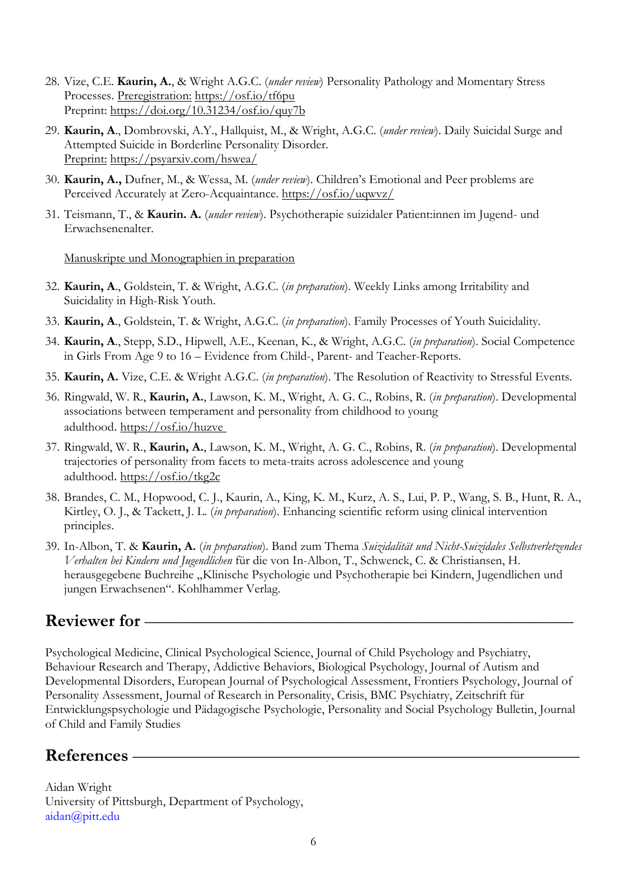28. Vize, C.E. **Kaurin, A.**, & Wright A.G.C. (*under review*) Personality Pathology and Momentary Stress Processes. Preregistration: https://osf.io/tf6pu
Preprint: https://doi.org/10.31234/osf.io/quy7b

29. **Kaurin, A**., Dombrovski, A.Y., Hallquist, M., & Wright, A.G.C. (*under review*). Daily Suicidal Surge and Attempted Suicide in Borderline Personality Disorder.
Preprint: https://psyarxiv.com/hswea/

30. **Kaurin, A.,** Dufner, M., & Wessa, M. (*under review*). Children's Emotional and Peer problems are Perceived Accurately at Zero-Acquaintance. https://osf.io/uqwvz/

31. Teismann, T., & **Kaurin. A.** (*under review*). Psychotherapie suizidaler Patient:innen im Jugend- und Erwachsenenalter.

Manuskripte und Monographien in preparation

32. **Kaurin, A**., Goldstein, T. & Wright, A.G.C. (*in preparation*). Weekly Links among Irritability and Suicidality in High-Risk Youth.

33. **Kaurin, A**., Goldstein, T. & Wright, A.G.C. (*in preparation*). Family Processes of Youth Suicidality.

34. **Kaurin, A**., Stepp, S.D., Hipwell, A.E., Keenan, K., & Wright, A.G.C. (*in preparation*). Social Competence in Girls From Age 9 to 16 – Evidence from Child-, Parent- and Teacher-Reports.

35. **Kaurin, A.** Vize, C.E. & Wright A.G.C. (*in preparation*). The Resolution of Reactivity to Stressful Events.

36. Ringwald, W. R., **Kaurin, A.**, Lawson, K. M., Wright, A. G. C., Robins, R. (*in preparation*). Developmental associations between temperament and personality from childhood to young adulthood. https://osf.io/huzve

37. Ringwald, W. R., **Kaurin, A.**, Lawson, K. M., Wright, A. G. C., Robins, R. (*in preparation*). Developmental trajectories of personality from facets to meta-traits across adolescence and young adulthood. https://osf.io/tkg2c

38. Brandes, C. M., Hopwood, C. J., Kaurin, A., King, K. M., Kurz, A. S., Lui, P. P., Wang, S. B., Hunt, R. A., Kirtley, O. J., & Tackett, J. L. (*in preparation*). Enhancing scientific reform using clinical intervention principles.

39. In-Albon, T. & **Kaurin, A.** (*in preparation*). Band zum Thema *Suizidalität und Nicht-Suizidales Selbstverletzendes Verhalten bei Kindern und Jugendlichen* für die von In-Albon, T., Schwenck, C. & Christiansen, H. herausgegebene Buchreihe „Klinische Psychologie und Psychotherapie bei Kindern, Jugendlichen und jungen Erwachsenen". Kohlhammer Verlag.

## Reviewer for

Psychological Medicine, Clinical Psychological Science, Journal of Child Psychology and Psychiatry, Behaviour Research and Therapy, Addictive Behaviors, Biological Psychology, Journal of Autism and Developmental Disorders, European Journal of Psychological Assessment, Frontiers Psychology, Journal of Personality Assessment, Journal of Research in Personality, Crisis, BMC Psychiatry, Zeitschrift für Entwicklungspsychologie und Pädagogische Psychologie, Personality and Social Psychology Bulletin, Journal of Child and Family Studies

## References

Aidan Wright
University of Pittsburgh, Department of Psychology,
aidan@pitt.edu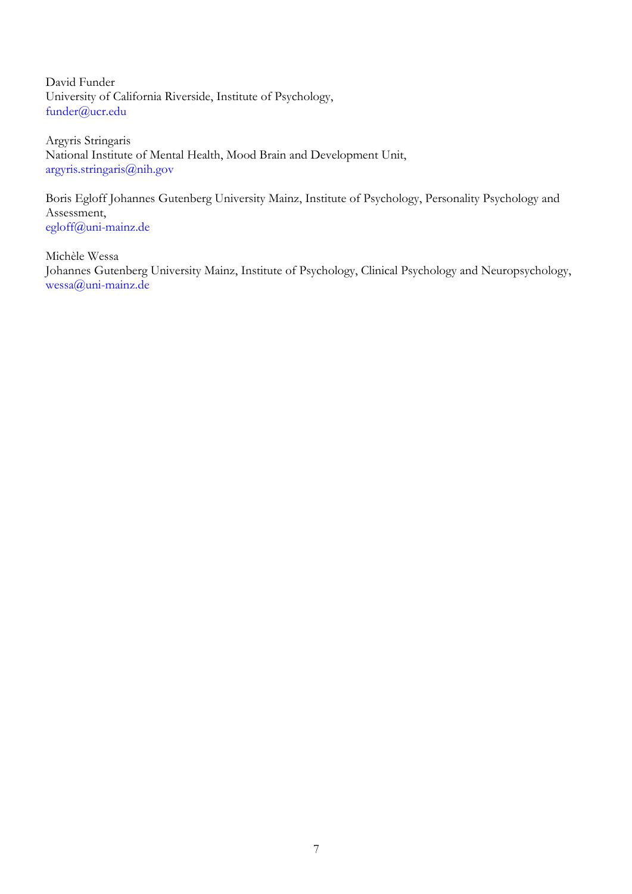David Funder
University of California Riverside, Institute of Psychology,
funder@ucr.edu

Argyris Stringaris
National Institute of Mental Health, Mood Brain and Development Unit,
argyris.stringaris@nih.gov

Boris Egloff Johannes Gutenberg University Mainz, Institute of Psychology, Personality Psychology and Assessment,
egloff@uni-mainz.de

Michèle Wessa
Johannes Gutenberg University Mainz, Institute of Psychology, Clinical Psychology and Neuropsychology,
wessa@uni-mainz.de